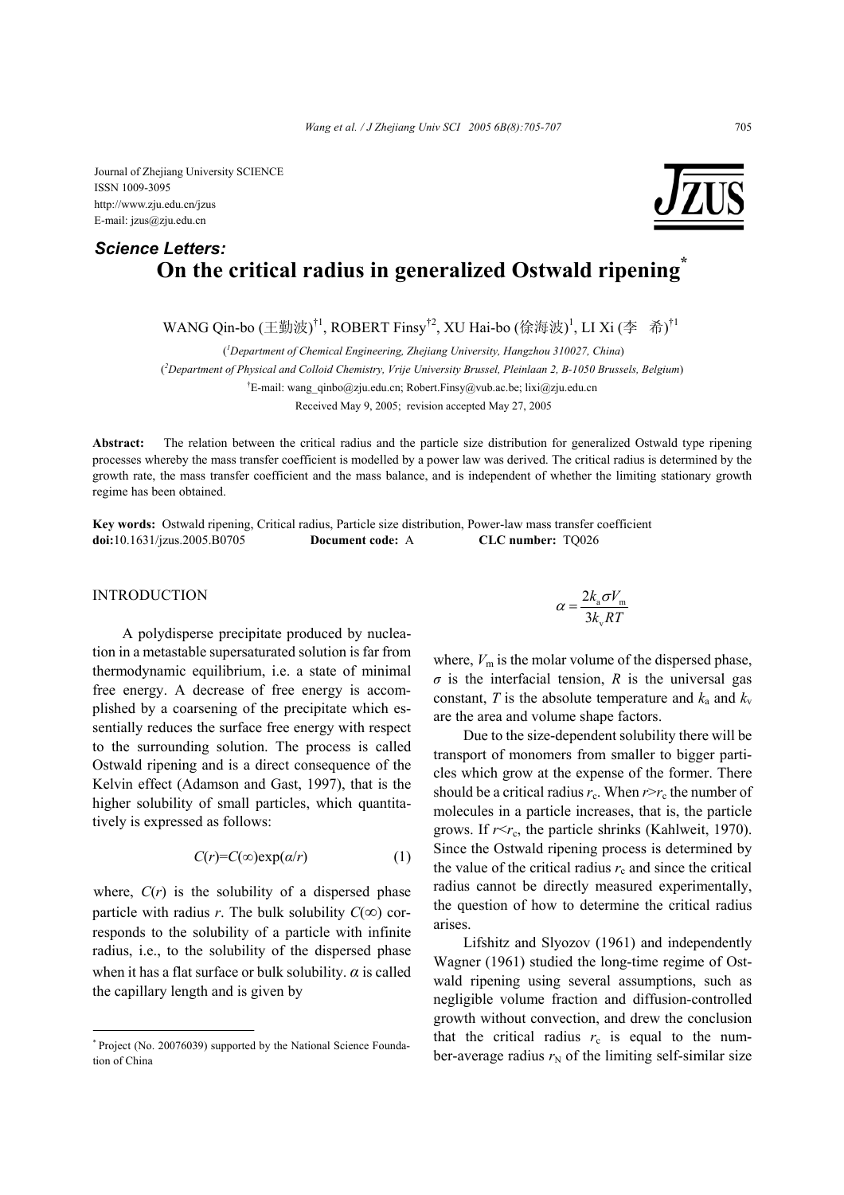Journal of Zhejiang University SCIENCE
ISSN 1009-3095
http://www.zju.edu.cn/jzus
E-mail: jzus@zju.edu.cn

***Science Letters:***

# On the critical radius in generalized Ostwald ripening*

WANG Qin-bo (王勤波)[†1], ROBERT Finsy[†2], XU Hai-bo (徐海波)[1], LI Xi (李　希)[†1]

([1]Department of Chemical Engineering, Zhejiang University, Hangzhou 310027, China)

([2]Department of Physical and Colloid Chemistry, Vrije University Brussel, Pleinlaan 2, B-1050 Brussels, Belgium)

[†]E-mail: wang_qinbo@zju.edu.cn; Robert.Finsy@vub.ac.be; lixi@zju.edu.cn

Received May 9, 2005; revision accepted May 27, 2005

**Abstract:** The relation between the critical radius and the particle size distribution for generalized Ostwald type ripening processes whereby the mass transfer coefficient is modelled by a power law was derived. The critical radius is determined by the growth rate, the mass transfer coefficient and the mass balance, and is independent of whether the limiting stationary growth regime has been obtained.

**Key words:** Ostwald ripening, Critical radius, Particle size distribution, Power-law mass transfer coefficient
**doi:**10.1631/jzus.2005.B0705 **Document code:** A **CLC number:** TQ026

## INTRODUCTION

A polydisperse precipitate produced by nucleation in a metastable supersaturated solution is far from thermodynamic equilibrium, i.e. a state of minimal free energy. A decrease of free energy is accomplished by a coarsening of the precipitate which essentially reduces the surface free energy with respect to the surrounding solution. The process is called Ostwald ripening and is a direct consequence of the Kelvin effect (Adamson and Gast, 1997), that is the higher solubility of small particles, which quantitatively is expressed as follows:

$$C(r)=C(\infty)\exp(\alpha/r) \quad (1)$$

where, $C(r)$ is the solubility of a dispersed phase particle with radius $r$. The bulk solubility $C(\infty)$ corresponds to the solubility of a particle with infinite radius, i.e., to the solubility of the dispersed phase when it has a flat surface or bulk solubility. $\alpha$ is called the capillary length and is given by

$$\alpha=\frac{2k_a\sigma V_m}{3k_v RT}$$

where, $V_m$ is the molar volume of the dispersed phase, $\sigma$ is the interfacial tension, $R$ is the universal gas constant, $T$ is the absolute temperature and $k_a$ and $k_v$ are the area and volume shape factors.

Due to the size-dependent solubility there will be transport of monomers from smaller to bigger particles which grow at the expense of the former. There should be a critical radius $r_c$. When $r>r_c$ the number of molecules in a particle increases, that is, the particle grows. If $r<r_c$, the particle shrinks (Kahlweit, 1970). Since the Ostwald ripening process is determined by the value of the critical radius $r_c$ and since the critical radius cannot be directly measured experimentally, the question of how to determine the critical radius arises.

Lifshitz and Slyozov (1961) and independently Wagner (1961) studied the long-time regime of Ostwald ripening using several assumptions, such as negligible volume fraction and diffusion-controlled growth without convection, and drew the conclusion that the critical radius $r_c$ is equal to the number-average radius $r_N$ of the limiting self-similar size

* Project (No. 20076039) supported by the National Science Foundation of China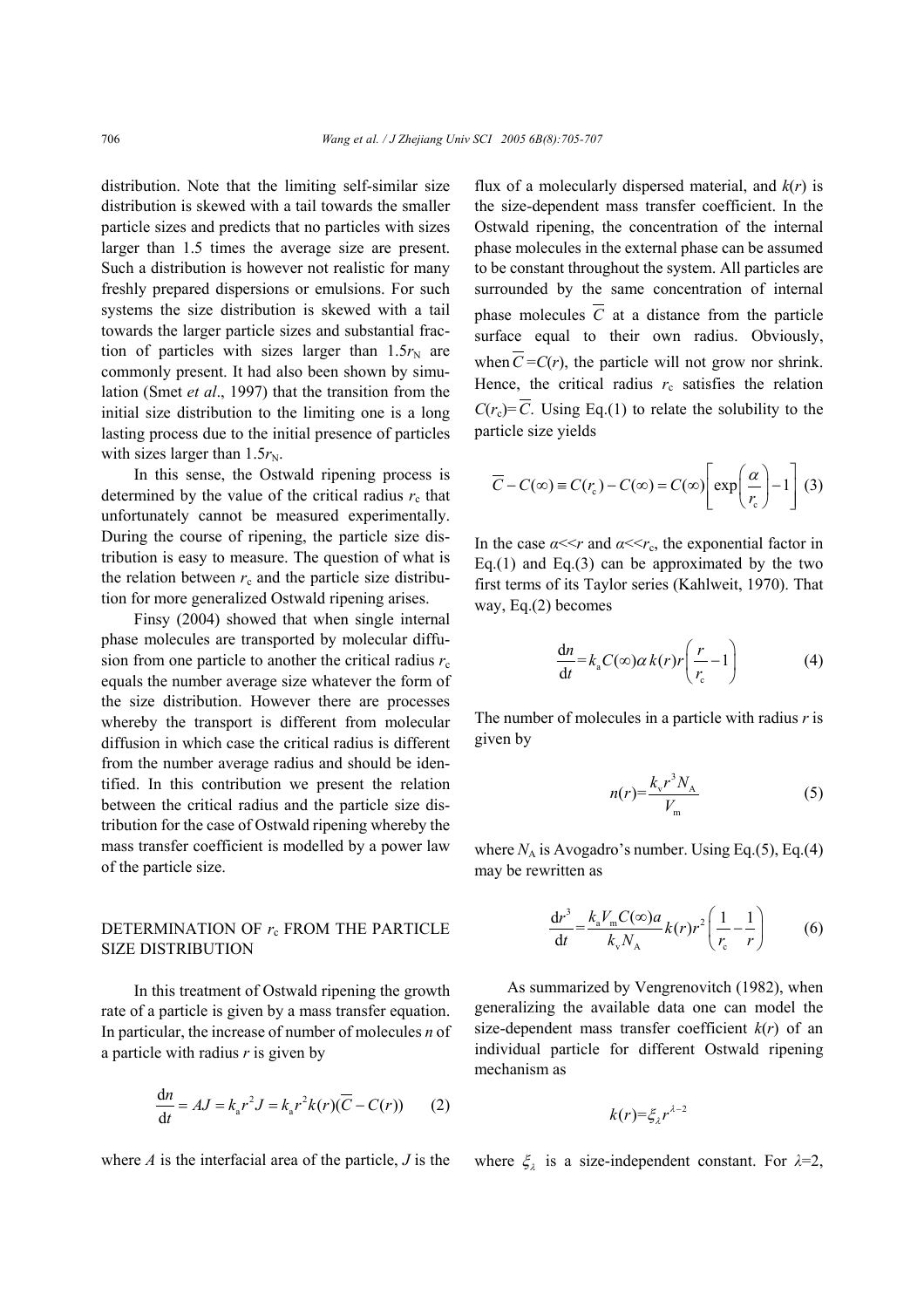distribution. Note that the limiting self-similar size distribution is skewed with a tail towards the smaller particle sizes and predicts that no particles with sizes larger than 1.5 times the average size are present. Such a distribution is however not realistic for many freshly prepared dispersions or emulsions. For such systems the size distribution is skewed with a tail towards the larger particle sizes and substantial fraction of particles with sizes larger than $1.5r_{\rm N}$ are commonly present. It had also been shown by simulation (Smet *et al*., 1997) that the transition from the initial size distribution to the limiting one is a long lasting process due to the initial presence of particles with sizes larger than $1.5r_{\rm N}$.

In this sense, the Ostwald ripening process is determined by the value of the critical radius $r_{\rm c}$ that unfortunately cannot be measured experimentally. During the course of ripening, the particle size distribution is easy to measure. The question of what is the relation between $r_{\rm c}$ and the particle size distribution for more generalized Ostwald ripening arises.

Finsy (2004) showed that when single internal phase molecules are transported by molecular diffusion from one particle to another the critical radius $r_{\rm c}$ equals the number average size whatever the form of the size distribution. However there are processes whereby the transport is different from molecular diffusion in which case the critical radius is different from the number average radius and should be identified. In this contribution we present the relation between the critical radius and the particle size distribution for the case of Ostwald ripening whereby the mass transfer coefficient is modelled by a power law of the particle size.

## DETERMINATION OF $r_{\rm c}$ FROM THE PARTICLE SIZE DISTRIBUTION

In this treatment of Ostwald ripening the growth rate of a particle is given by a mass transfer equation. In particular, the increase of number of molecules $n$ of a particle with radius $r$ is given by

$$\frac{\mathrm{d}n}{\mathrm{d}t} = AJ = k_{\rm a}r^2J = k_{\rm a}r^2k(r)(\overline{C} - C(r)) \tag{2}$$

where $A$ is the interfacial area of the particle, $J$ is the flux of a molecularly dispersed material, and $k(r)$ is the size-dependent mass transfer coefficient. In the Ostwald ripening, the concentration of the internal phase molecules in the external phase can be assumed to be constant throughout the system. All particles are surrounded by the same concentration of internal phase molecules $\overline{C}$ at a distance from the particle surface equal to their own radius. Obviously, when $\overline{C}=C(r)$, the particle will not grow nor shrink. Hence, the critical radius $r_{\rm c}$ satisfies the relation $C(r_{\rm c})=\overline{C}$. Using Eq.(1) to relate the solubility to the particle size yields

$$\overline{C} - C(\infty) \equiv C(r_{\rm c}) - C(\infty) = C(\infty)\left[\exp\left(\frac{\alpha}{r_{\rm c}}\right) - 1\right] \tag{3}$$

In the case $\alpha \ll r$ and $\alpha \ll r_{\rm c}$, the exponential factor in Eq.(1) and Eq.(3) can be approximated by the two first terms of its Taylor series (Kahlweit, 1970). That way, Eq.(2) becomes

$$\frac{\mathrm{d}n}{\mathrm{d}t} = k_{\rm a}C(\infty)\alpha\, k(r)r\left(\frac{r}{r_{\rm c}} - 1\right) \tag{4}$$

The number of molecules in a particle with radius $r$ is given by

$$n(r) = \frac{k_{\rm v}r^3N_{\rm A}}{V_{\rm m}} \tag{5}$$

where $N_{\rm A}$ is Avogadro's number. Using Eq.(5), Eq.(4) may be rewritten as

$$\frac{\mathrm{d}r^3}{\mathrm{d}t} = \frac{k_{\rm a}V_{\rm m}C(\infty)a}{k_{\rm v}N_{\rm A}}k(r)r^2\left(\frac{1}{r_{\rm c}} - \frac{1}{r}\right) \tag{6}$$

As summarized by Vengrenovitch (1982), when generalizing the available data one can model the size-dependent mass transfer coefficient $k(r)$ of an individual particle for different Ostwald ripening mechanism as

$$k(r) = \xi_\lambda r^{\lambda-2}$$

where $\xi_\lambda$ is a size-independent constant. For $\lambda=2$,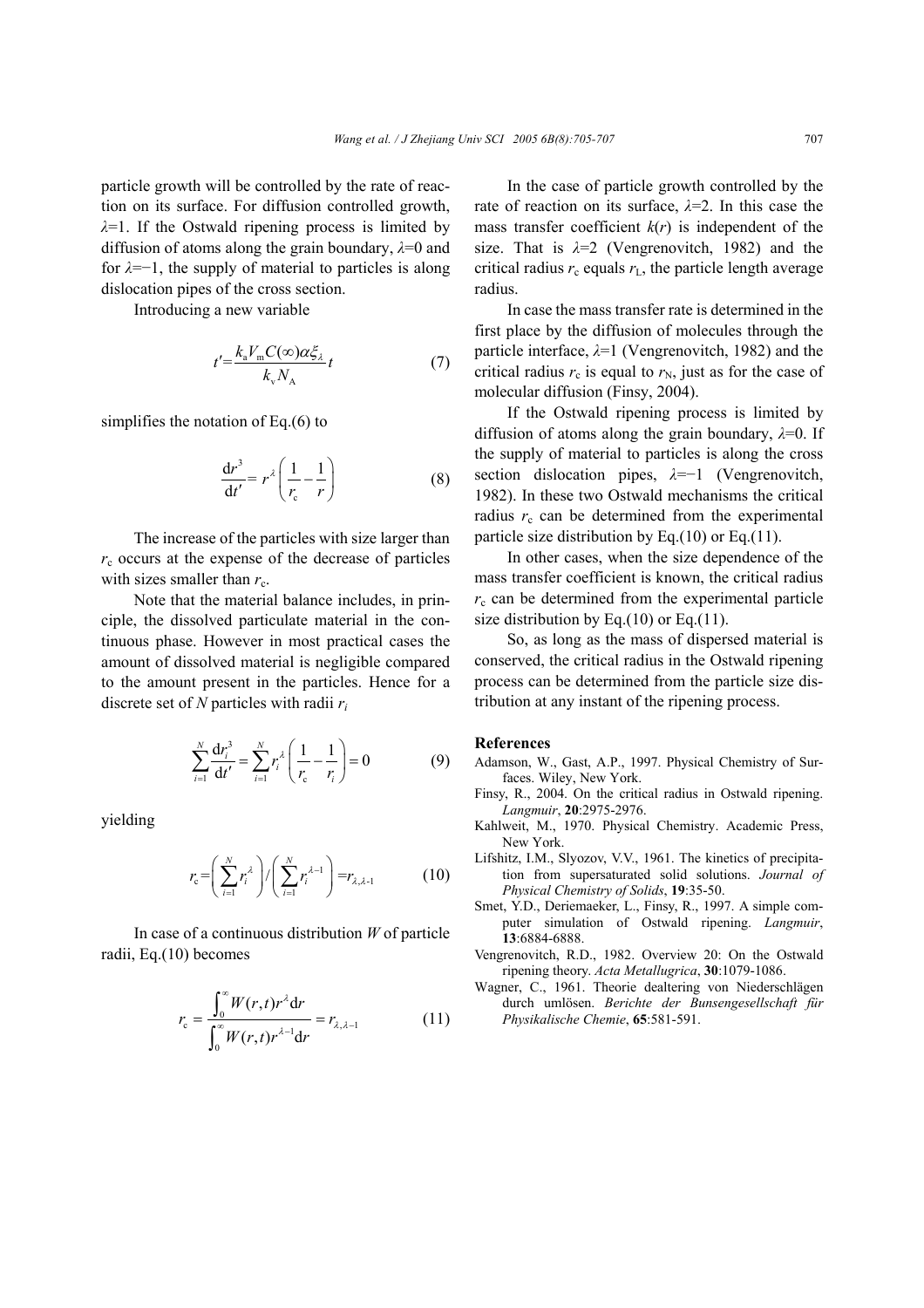particle growth will be controlled by the rate of reaction on its surface. For diffusion controlled growth, $\lambda$=1. If the Ostwald ripening process is limited by diffusion of atoms along the grain boundary, $\lambda$=0 and for $\lambda$=−1, the supply of material to particles is along dislocation pipes of the cross section.

Introducing a new variable

$$t' = \frac{k_a V_m C(\infty)\alpha\xi_\lambda}{k_v N_A} t \tag{7}$$

simplifies the notation of Eq.(6) to

$$\frac{dr^3}{dt'} = r^\lambda \left( \frac{1}{r_c} - \frac{1}{r} \right) \tag{8}$$

The increase of the particles with size larger than $r_c$ occurs at the expense of the decrease of particles with sizes smaller than $r_c$.

Note that the material balance includes, in principle, the dissolved particulate material in the continuous phase. However in most practical cases the amount of dissolved material is negligible compared to the amount present in the particles. Hence for a discrete set of $N$ particles with radii $r_i$

$$\sum_{i=1}^{N} \frac{dr_i^3}{dt'} = \sum_{i=1}^{N} r_i^\lambda \left( \frac{1}{r_c} - \frac{1}{r_i} \right) = 0 \tag{9}$$

yielding

$$r_c = \left( \sum_{i=1}^{N} r_i^\lambda \right) / \left( \sum_{i=1}^{N} r_i^{\lambda-1} \right) = r_{\lambda,\lambda-1} \tag{10}$$

In case of a continuous distribution $W$ of particle radii, Eq.(10) becomes

$$r_c = \frac{\int_0^\infty W(r,t) r^\lambda dr}{\int_0^\infty W(r,t) r^{\lambda-1} dr} = r_{\lambda,\lambda-1} \tag{11}$$

In the case of particle growth controlled by the rate of reaction on its surface, $\lambda$=2. In this case the mass transfer coefficient $k(r)$ is independent of the size. That is $\lambda$=2 (Vengrenovitch, 1982) and the critical radius $r_c$ equals $r_L$, the particle length average radius.

In case the mass transfer rate is determined in the first place by the diffusion of molecules through the particle interface, $\lambda$=1 (Vengrenovitch, 1982) and the critical radius $r_c$ is equal to $r_N$, just as for the case of molecular diffusion (Finsy, 2004).

If the Ostwald ripening process is limited by diffusion of atoms along the grain boundary, $\lambda$=0. If the supply of material to particles is along the cross section dislocation pipes, $\lambda$=−1 (Vengrenovitch, 1982). In these two Ostwald mechanisms the critical radius $r_c$ can be determined from the experimental particle size distribution by Eq.(10) or Eq.(11).

In other cases, when the size dependence of the mass transfer coefficient is known, the critical radius $r_c$ can be determined from the experimental particle size distribution by Eq.(10) or Eq.(11).

So, as long as the mass of dispersed material is conserved, the critical radius in the Ostwald ripening process can be determined from the particle size distribution at any instant of the ripening process.

## References

Adamson, W., Gast, A.P., 1997. Physical Chemistry of Surfaces. Wiley, New York.

Finsy, R., 2004. On the critical radius in Ostwald ripening. *Langmuir*, **20**:2975-2976.

Kahlweit, M., 1970. Physical Chemistry. Academic Press, New York.

Lifshitz, I.M., Slyozov, V.V., 1961. The kinetics of precipitation from supersaturated solid solutions. *Journal of Physical Chemistry of Solids*, **19**:35-50.

Smet, Y.D., Deriemaeker, L., Finsy, R., 1997. A simple computer simulation of Ostwald ripening. *Langmuir*, **13**:6884-6888.

Vengrenovitch, R.D., 1982. Overview 20: On the Ostwald ripening theory. *Acta Metallugrica*, **30**:1079-1086.

Wagner, C., 1961. Theorie dealtering von Niederschlägen durch umlösen. *Berichte der Bunsengesellschaft für Physikalische Chemie*, **65**:581-591.